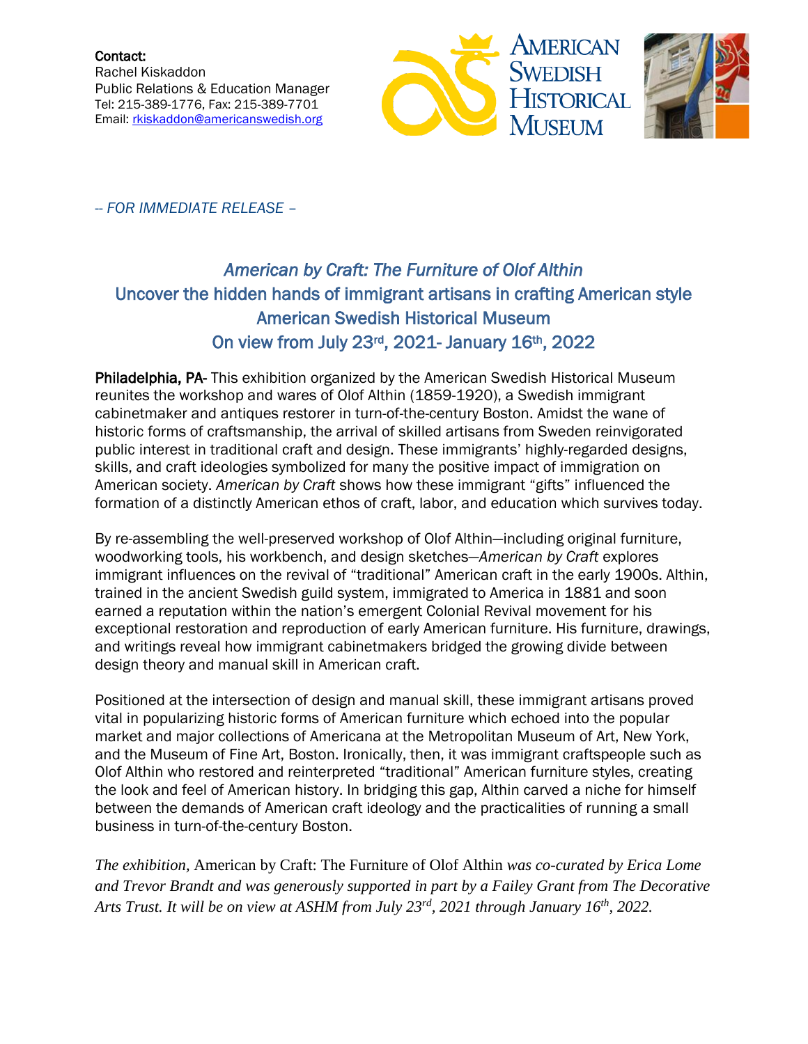**Contact:**
Rachel Kiskaddon
Public Relations & Education Manager
Tel: 215-389-1776, Fax: 215-389-7701
Email: rkiskaddon@americanswedish.org

AMERICAN SWEDISH HISTORICAL MUSEUM

*-- FOR IMMEDIATE RELEASE –*

# *American by Craft: The Furniture of Olof Althin*

## Uncover the hidden hands of immigrant artisans in crafting American style

## American Swedish Historical Museum

## On view from July 23rd, 2021- January 16th, 2022

**Philadelphia, PA-** This exhibition organized by the American Swedish Historical Museum reunites the workshop and wares of Olof Althin (1859-1920), a Swedish immigrant cabinetmaker and antiques restorer in turn-of-the-century Boston. Amidst the wane of historic forms of craftsmanship, the arrival of skilled artisans from Sweden reinvigorated public interest in traditional craft and design. These immigrants' highly-regarded designs, skills, and craft ideologies symbolized for many the positive impact of immigration on American society. *American by Craft* shows how these immigrant "gifts" influenced the formation of a distinctly American ethos of craft, labor, and education which survives today.

By re-assembling the well-preserved workshop of Olof Althin—including original furniture, woodworking tools, his workbench, and design sketches—*American by Craft* explores immigrant influences on the revival of "traditional" American craft in the early 1900s. Althin, trained in the ancient Swedish guild system, immigrated to America in 1881 and soon earned a reputation within the nation's emergent Colonial Revival movement for his exceptional restoration and reproduction of early American furniture. His furniture, drawings, and writings reveal how immigrant cabinetmakers bridged the growing divide between design theory and manual skill in American craft.

Positioned at the intersection of design and manual skill, these immigrant artisans proved vital in popularizing historic forms of American furniture which echoed into the popular market and major collections of Americana at the Metropolitan Museum of Art, New York, and the Museum of Fine Art, Boston. Ironically, then, it was immigrant craftspeople such as Olof Althin who restored and reinterpreted "traditional" American furniture styles, creating the look and feel of American history. In bridging this gap, Althin carved a niche for himself between the demands of American craft ideology and the practicalities of running a small business in turn-of-the-century Boston.

*The exhibition,* American by Craft: The Furniture of Olof Althin *was co-curated by Erica Lome and Trevor Brandt and was generously supported in part by a Failey Grant from The Decorative Arts Trust. It will be on view at ASHM from July 23rd, 2021 through January 16th, 2022.*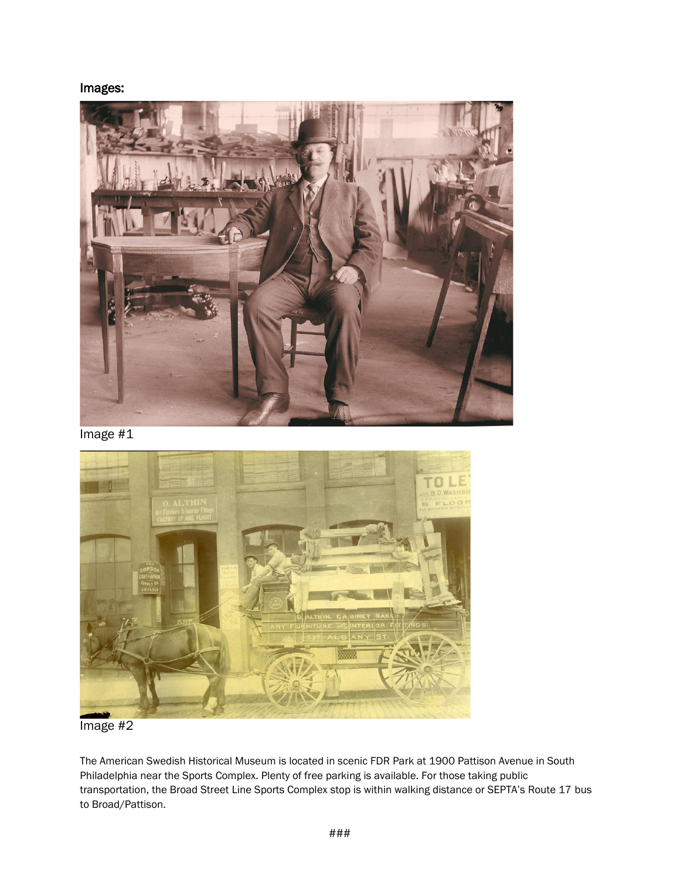Images:

Image #1

Image #2

The American Swedish Historical Museum is located in scenic FDR Park at 1900 Pattison Avenue in South Philadelphia near the Sports Complex. Plenty of free parking is available. For those taking public transportation, the Broad Street Line Sports Complex stop is within walking distance or SEPTA's Route 17 bus to Broad/Pattison.

###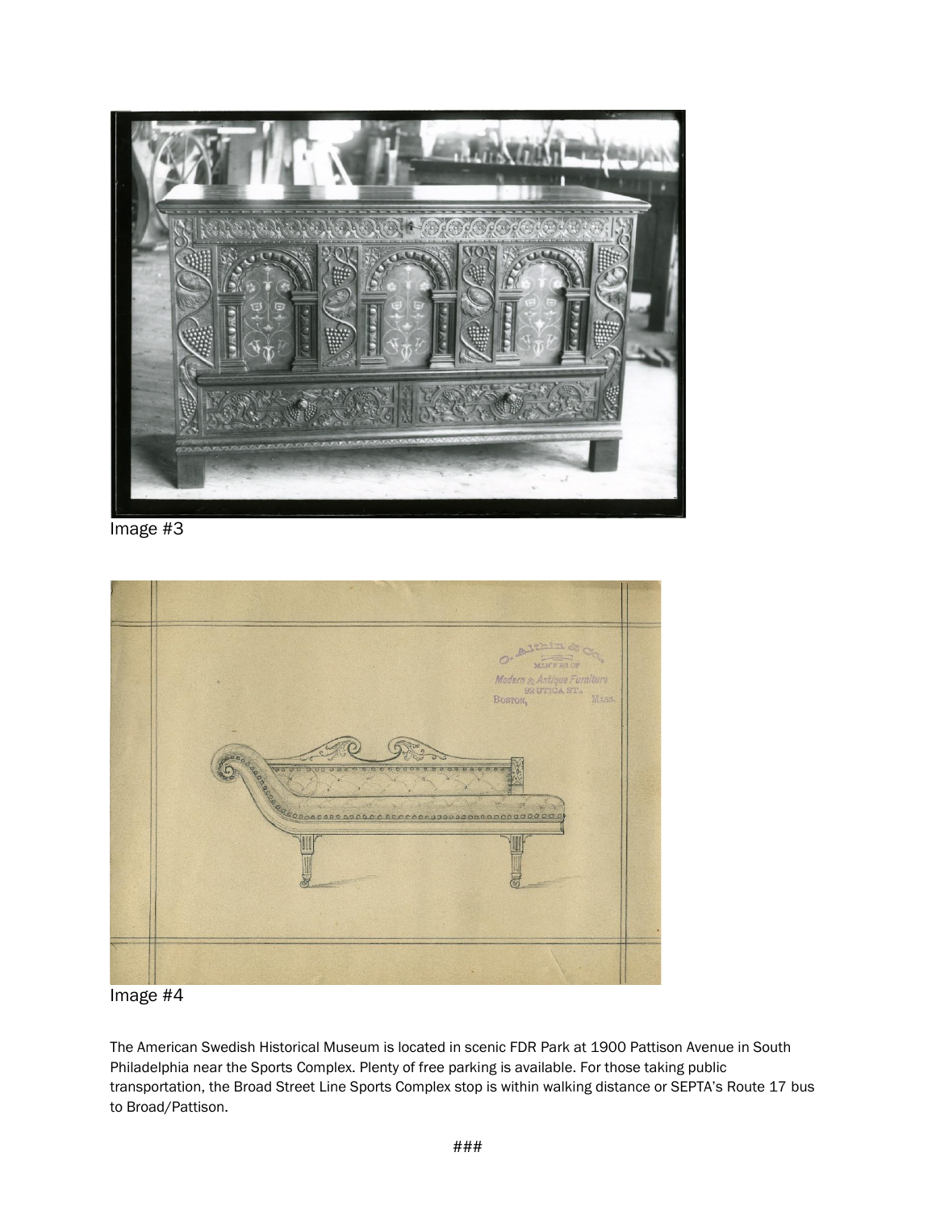Image #3

Image #4

The American Swedish Historical Museum is located in scenic FDR Park at 1900 Pattison Avenue in South Philadelphia near the Sports Complex. Plenty of free parking is available. For those taking public transportation, the Broad Street Line Sports Complex stop is within walking distance or SEPTA's Route 17 bus to Broad/Pattison.

###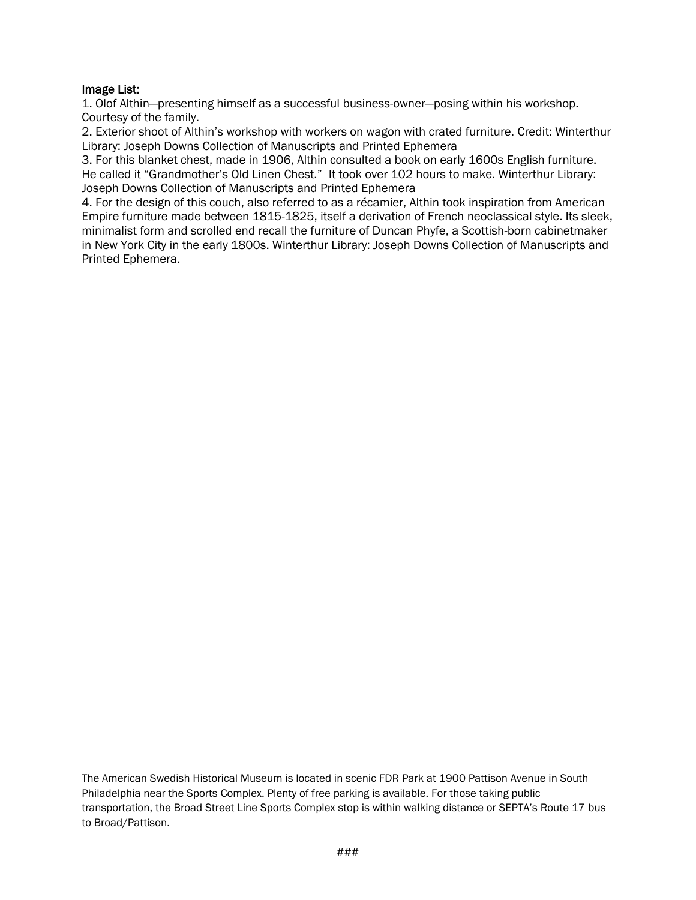**Image List:**

1. Olof Althin—presenting himself as a successful business-owner—posing within his workshop. Courtesy of the family.
2. Exterior shoot of Althin's workshop with workers on wagon with crated furniture. Credit: Winterthur Library: Joseph Downs Collection of Manuscripts and Printed Ephemera
3. For this blanket chest, made in 1906, Althin consulted a book on early 1600s English furniture. He called it "Grandmother's Old Linen Chest." It took over 102 hours to make. Winterthur Library: Joseph Downs Collection of Manuscripts and Printed Ephemera
4. For the design of this couch, also referred to as a récamier, Althin took inspiration from American Empire furniture made between 1815-1825, itself a derivation of French neoclassical style. Its sleek, minimalist form and scrolled end recall the furniture of Duncan Phyfe, a Scottish-born cabinetmaker in New York City in the early 1800s. Winterthur Library: Joseph Downs Collection of Manuscripts and Printed Ephemera.

The American Swedish Historical Museum is located in scenic FDR Park at 1900 Pattison Avenue in South Philadelphia near the Sports Complex. Plenty of free parking is available. For those taking public transportation, the Broad Street Line Sports Complex stop is within walking distance or SEPTA's Route 17 bus to Broad/Pattison.

###